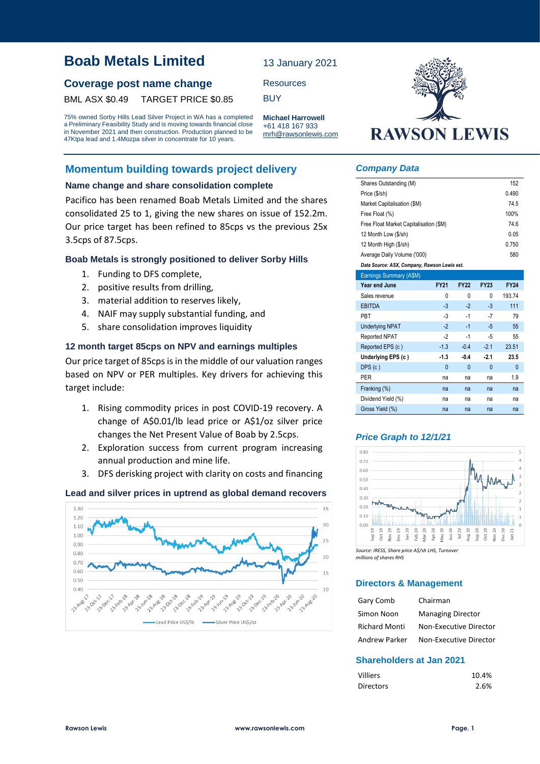# Boab Metals Limited

13 January 2021

## Coverage post name change

BML ASX $0.49 TARGET PRICE $0.85

Resources

BUY

75% owned Sorby Hills Lead Silver Project in WA has a completed a Preliminary Feasibility Study and is moving towards financial close in November 2021 and then construction. Production planned to be 47Ktpa lead and 1.4Mozpa silver in concentrate for 10 years.

**Michael Harrowell**
+61 418 167 933
mrh@rawsonlewis.com

RAWSON LEWIS

## Momentum building towards project delivery

### Name change and share consolidation complete

Pacifico has been renamed Boab Metals Limited and the shares consolidated 25 to 1, giving the new shares on issue of 152.2m. Our price target has been refined to 85cps vs the previous 25x 3.5cps of 87.5cps.

### Boab Metals is strongly positioned to deliver Sorby Hills

1. Funding to DFS complete,
2. positive results from drilling,
3. material addition to reserves likely,
4. NAIF may supply substantial funding, and
5. share consolidation improves liquidity

### 12 month target 85cps on NPV and earnings multiples

Our price target of 85cps is in the middle of our valuation ranges based on NPV or PER multiples. Key drivers for achieving this target include:

1. Rising commodity prices in post COVID-19 recovery. A change of A$0.01/lb lead price or A$1/oz silver price changes the Net Present Value of Boab by 2.5cps.
2. Exploration success from current program increasing annual production and mine life.
3. DFS derisking project with clarity on costs and financing

### Lead and silver prices in uptrend as global demand recovers

Lead Price US$/lb — Silver Price US$/oz

## Company Data

| | |
|---|---|
| Shares Outstanding (M) | 152 |
| Price ($/sh) | 0.490 |
| Market Capitalisation ($M) | 74.5 |
| Free Float (%) | 100% |
| Free Float Market Capitalisation ($M) | 74.6 |
| 12 Month Low ($/sh) | 0.05 |
| 12 Month High ($/sh) | 0.750 |
| Average Daily Volume ('000) | 580 |

*Data Source: ASX, Company, Rawson Lewis est.*

| Earnings Summary (A$M) | | | | |
|---|---|---|---|---|
| **Year end June** | **FY21** | **FY22** | **FY23** | **FY24** |
| Sales revenue | 0 | 0 | 0 | 193.74 |
| EBITDA | -3 | -2 | -3 | 111 |
| PBT | -3 | -1 | -7 | 79 |
| Underlying NPAT | -2 | -1 | -5 | 55 |
| Reported NPAT | -2 | -1 | -5 | 55 |
| Reported EPS (c ) | -1.3 | -0.4 | -2.1 | 23.51 |
| **Underlying EPS (c )** | **-1.3** | **-0.4** | **-2.1** | **23.5** |
| DPS (c ) | 0 | 0 | 0 | 0 |
| PER | na | na | na | 1.9 |
| Franking (%) | na | na | na | na |
| Dividend Yield (%) | na | na | na | na |
| Gross Yield (%) | na | na | na | na |

## Price Graph to 12/1/21

*Source: IRESS, Share price A$/sh LHS, Turnover millions of shares RHS*

## Directors & Management

| | |
|---|---|
| Gary Comb | Chairman |
| Simon Noon | Managing Director |
| Richard Monti | Non-Executive Director |
| Andrew Parker | Non-Executive Director |

## Shareholders at Jan 2021

| | |
|---|---|
| Villiers | 10.4% |
| Directors | 2.6% |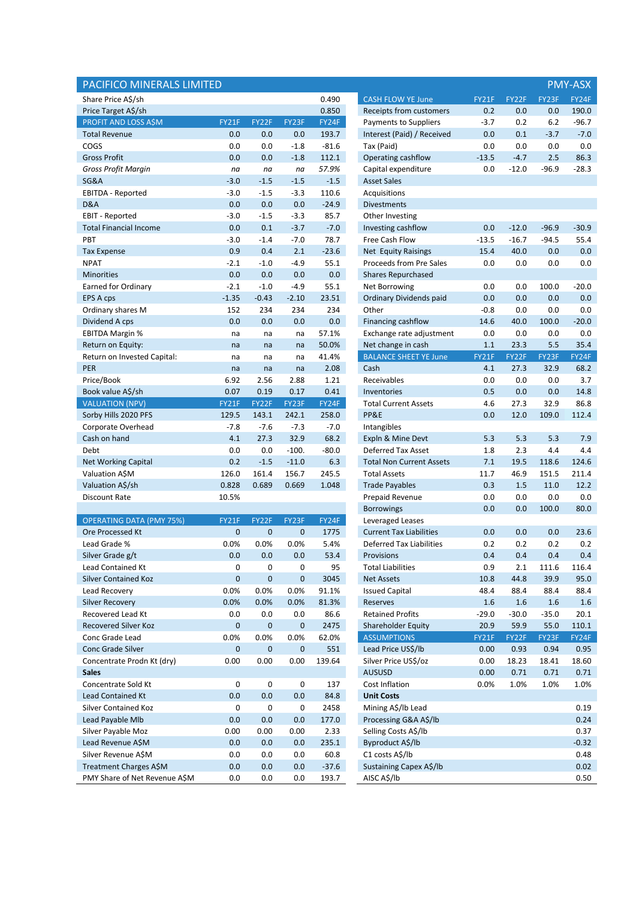# PACIFICO MINERALS LIMITED — PMY-ASX

| Share Price A$/sh | | | | 0.490 |
|---|---|---|---|---|
| Price Target A$/sh | | | | 0.850 |

| PROFIT AND LOSS A$M | FY21F | FY22F | FY23F | FY24F |
|---|---|---|---|---|
| Total Revenue | 0.0 | 0.0 | 0.0 | 193.7 |
| COGS | 0.0 | 0.0 | -1.8 | -81.6 |
| Gross Profit | 0.0 | 0.0 | -1.8 | 112.1 |
| *Gross Profit Margin* | *na* | *na* | *na* | *57.9%* |
| SG&A | -3.0 | -1.5 | -1.5 | -1.5 |
| EBITDA - Reported | -3.0 | -1.5 | -3.3 | 110.6 |
| D&A | 0.0 | 0.0 | 0.0 | -24.9 |
| EBIT - Reported | -3.0 | -1.5 | -3.3 | 85.7 |
| Total Financial Income | 0.0 | 0.1 | -3.7 | -7.0 |
| PBT | -3.0 | -1.4 | -7.0 | 78.7 |
| Tax Expense | 0.9 | 0.4 | 2.1 | -23.6 |
| NPAT | -2.1 | -1.0 | -4.9 | 55.1 |
| Minorities | 0.0 | 0.0 | 0.0 | 0.0 |
| Earned for Ordinary | -2.1 | -1.0 | -4.9 | 55.1 |
| EPS A cps | -1.35 | -0.43 | -2.10 | 23.51 |
| Ordinary shares M | 152 | 234 | 234 | 234 |
| Dividend A cps | 0.0 | 0.0 | 0.0 | 0.0 |
| EBITDA Margin % | na | na | na | 57.1% |
| Return on Equity: | na | na | na | 50.0% |
| Return on Invested Capital: | na | na | na | 41.4% |
| PER | na | na | na | 2.08 |
| Price/Book | 6.92 | 2.56 | 2.88 | 1.21 |
| Book value A$/sh | 0.07 | 0.19 | 0.17 | 0.41 |

| VALUATION (NPV) | FY21F | FY22F | FY23F | FY24F |
|---|---|---|---|---|
| Sorby Hills 2020 PFS | 129.5 | 143.1 | 242.1 | 258.0 |
| Corporate Overhead | -7.8 | -7.6 | -7.3 | -7.0 |
| Cash on hand | 4.1 | 27.3 | 32.9 | 68.2 |
| Debt | 0.0 | 0.0 | -100. | -80.0 |
| Net Working Capital | 0.2 | -1.5 | -11.0 | 6.3 |
| Valuation A$M | 126.0 | 161.4 | 156.7 | 245.5 |
| Valuation A$/sh | 0.828 | 0.689 | 0.669 | 1.048 |
| Discount Rate | 10.5% | | | |

| OPERATING DATA (PMY 75%) | FY21F | FY22F | FY23F | FY24F |
|---|---|---|---|---|
| Ore Processed Kt | 0 | 0 | 0 | 1775 |
| Lead Grade % | 0.0% | 0.0% | 0.0% | 5.4% |
| Silver Grade g/t | 0.0 | 0.0 | 0.0 | 53.4 |
| Lead Contained Kt | 0 | 0 | 0 | 95 |
| Silver Contained Koz | 0 | 0 | 0 | 3045 |
| Lead Recovery | 0.0% | 0.0% | 0.0% | 91.1% |
| Silver Recovery | 0.0% | 0.0% | 0.0% | 81.3% |
| Recovered Lead Kt | 0.0 | 0.0 | 0.0 | 86.6 |
| Recovered Silver Koz | 0 | 0 | 0 | 2475 |
| Conc Grade Lead | 0.0% | 0.0% | 0.0% | 62.0% |
| Conc Grade Silver | 0 | 0 | 0 | 551 |
| Concentrate Prodn Kt (dry) | 0.00 | 0.00 | 0.00 | 139.64 |
| **Sales** | | | | |
| Concentrate Sold Kt | 0 | 0 | 0 | 137 |
| Lead Contained Kt | 0.0 | 0.0 | 0.0 | 84.8 |
| Silver Contained Koz | 0 | 0 | 0 | 2458 |
| Lead Payable Mlb | 0.0 | 0.0 | 0.0 | 177.0 |
| Silver Payable Moz | 0.00 | 0.00 | 0.00 | 2.33 |
| Lead Revenue A$M | 0.0 | 0.0 | 0.0 | 235.1 |
| Silver Revenue A$M | 0.0 | 0.0 | 0.0 | 60.8 |
| Treatment Charges A$M | 0.0 | 0.0 | 0.0 | -37.6 |
| PMY Share of Net Revenue A$M | 0.0 | 0.0 | 0.0 | 193.7 |

| CASH FLOW YE June | FY21F | FY22F | FY23F | FY24F |
|---|---|---|---|---|
| Receipts from customers | 0.2 | 0.0 | 0.0 | 190.0 |
| Payments to Suppliers | -3.7 | 0.2 | 6.2 | -96.7 |
| Interest (Paid) / Received | 0.0 | 0.1 | -3.7 | -7.0 |
| Tax (Paid) | 0.0 | 0.0 | 0.0 | 0.0 |
| Operating cashflow | -13.5 | -4.7 | 2.5 | 86.3 |
| Capital expenditure | 0.0 | -12.0 | -96.9 | -28.3 |
| Asset Sales | | | | |
| Acquisitions | | | | |
| Divestments | | | | |
| Other Investing | | | | |
| Investing cashflow | 0.0 | -12.0 | -96.9 | -30.9 |
| Free Cash Flow | -13.5 | -16.7 | -94.5 | 55.4 |
| Net Equity Raisings | 15.4 | 40.0 | 0.0 | 0.0 |
| Proceeds from Pre Sales | 0.0 | 0.0 | 0.0 | 0.0 |
| Shares Repurchased | | | | |
| Net Borrowing | 0.0 | 0.0 | 100.0 | -20.0 |
| Ordinary Dividends paid | 0.0 | 0.0 | 0.0 | 0.0 |
| Other | -0.8 | 0.0 | 0.0 | 0.0 |
| Financing cashflow | 14.6 | 40.0 | 100.0 | -20.0 |
| Exchange rate adjustment | 0.0 | 0.0 | 0.0 | 0.0 |
| Net change in cash | 1.1 | 23.3 | 5.5 | 35.4 |

| BALANCE SHEET YE June | FY21F | FY22F | FY23F | FY24F |
|---|---|---|---|---|
| Cash | 4.1 | 27.3 | 32.9 | 68.2 |
| Receivables | 0.0 | 0.0 | 0.0 | 3.7 |
| Inventories | 0.5 | 0.0 | 0.0 | 14.8 |
| Total Current Assets | 4.6 | 27.3 | 32.9 | 86.8 |
| PP&E | 0.0 | 12.0 | 109.0 | 112.4 |
| Intangibles | | | | |
| Expln & Mine Devt | 5.3 | 5.3 | 5.3 | 7.9 |
| Deferred Tax Asset | 1.8 | 2.3 | 4.4 | 4.4 |
| Total Non Current Assets | 7.1 | 19.5 | 118.6 | 124.6 |
| Total Assets | 11.7 | 46.9 | 151.5 | 211.4 |
| Trade Payables | 0.3 | 1.5 | 11.0 | 12.2 |
| Prepaid Revenue | 0.0 | 0.0 | 0.0 | 0.0 |
| Borrowings | 0.0 | 0.0 | 100.0 | 80.0 |
| Leveraged Leases | | | | |
| Current Tax Liabilities | 0.0 | 0.0 | 0.0 | 23.6 |
| Deferred Tax Liabilities | 0.2 | 0.2 | 0.2 | 0.2 |
| Provisions | 0.4 | 0.4 | 0.4 | 0.4 |
| Total Liabilities | 0.9 | 2.1 | 111.6 | 116.4 |
| Net Assets | 10.8 | 44.8 | 39.9 | 95.0 |
| Issued Capital | 48.4 | 88.4 | 88.4 | 88.4 |
| Reserves | 1.6 | 1.6 | 1.6 | 1.6 |
| Retained Profits | -29.0 | -30.0 | -35.0 | 20.1 |
| Shareholder Equity | 20.9 | 59.9 | 55.0 | 110.1 |

| ASSUMPTIONS | FY21F | FY22F | FY23F | FY24F |
|---|---|---|---|---|
| Lead Price US$/lb | 0.00 | 0.93 | 0.94 | 0.95 |
| Silver Price US$/oz | 0.00 | 18.23 | 18.41 | 18.60 |
| AUSUSD | 0.00 | 0.71 | 0.71 | 0.71 |
| Cost Inflation | 0.0% | 1.0% | 1.0% | 1.0% |
| **Unit Costs** | | | | |
| Mining A$/lb Lead | | | | 0.19 |
| Processing G&A A$/lb | | | | 0.24 |
| Selling Costs A$/lb | | | | 0.37 |
| Byproduct A$/lb | | | | -0.32 |
| C1 costs A$/lb | | | | 0.48 |
| Sustaining Capex A$/lb | | | | 0.02 |
| AISC A$/lb | | | | 0.50 |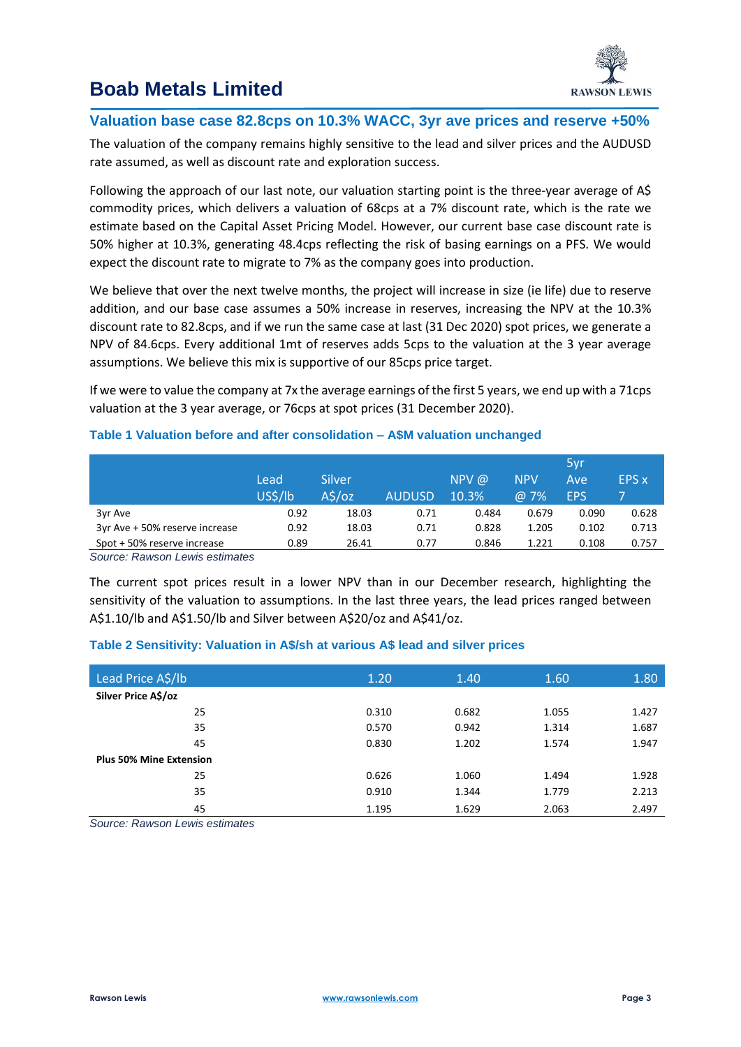## Valuation base case 82.8cps on 10.3% WACC, 3yr ave prices and reserve +50%

The valuation of the company remains highly sensitive to the lead and silver prices and the AUDUSD rate assumed, as well as discount rate and exploration success.

Following the approach of our last note, our valuation starting point is the three-year average of A$ commodity prices, which delivers a valuation of 68cps at a 7% discount rate, which is the rate we estimate based on the Capital Asset Pricing Model. However, our current base case discount rate is 50% higher at 10.3%, generating 48.4cps reflecting the risk of basing earnings on a PFS. We would expect the discount rate to migrate to 7% as the company goes into production.

We believe that over the next twelve months, the project will increase in size (ie life) due to reserve addition, and our base case assumes a 50% increase in reserves, increasing the NPV at the 10.3% discount rate to 82.8cps, and if we run the same case at last (31 Dec 2020) spot prices, we generate a NPV of 84.6cps. Every additional 1mt of reserves adds 5cps to the valuation at the 3 year average assumptions. We believe this mix is supportive of our 85cps price target.

If we were to value the company at 7x the average earnings of the first 5 years, we end up with a 71cps valuation at the 3 year average, or 76cps at spot prices (31 December 2020).

### Table 1 Valuation before and after consolidation – A$M valuation unchanged

| | Lead US$/lb | Silver A$/oz | AUDUSD | NPV @ 10.3% | NPV @ 7% | 5yr Ave EPS | EPS x 7 |
|---|---|---|---|---|---|---|---|
| 3yr Ave | 0.92 | 18.03 | 0.71 | 0.484 | 0.679 | 0.090 | 0.628 |
| 3yr Ave + 50% reserve increase | 0.92 | 18.03 | 0.71 | 0.828 | 1.205 | 0.102 | 0.713 |
| Spot + 50% reserve increase | 0.89 | 26.41 | 0.77 | 0.846 | 1.221 | 0.108 | 0.757 |

*Source: Rawson Lewis estimates*

The current spot prices result in a lower NPV than in our December research, highlighting the sensitivity of the valuation to assumptions. In the last three years, the lead prices ranged between A$1.10/lb and A$1.50/lb and Silver between A$20/oz and A$41/oz.

### Table 2 Sensitivity: Valuation in A$/sh at various A$ lead and silver prices

| Lead Price A$/lb | 1.20 | 1.40 | 1.60 | 1.80 |
|---|---|---|---|---|
| **Silver Price A$/oz** | | | | |
| 25 | 0.310 | 0.682 | 1.055 | 1.427 |
| 35 | 0.570 | 0.942 | 1.314 | 1.687 |
| 45 | 0.830 | 1.202 | 1.574 | 1.947 |
| **Plus 50% Mine Extension** | | | | |
| 25 | 0.626 | 1.060 | 1.494 | 1.928 |
| 35 | 0.910 | 1.344 | 1.779 | 2.213 |
| 45 | 1.195 | 1.629 | 2.063 | 2.497 |

*Source: Rawson Lewis estimates*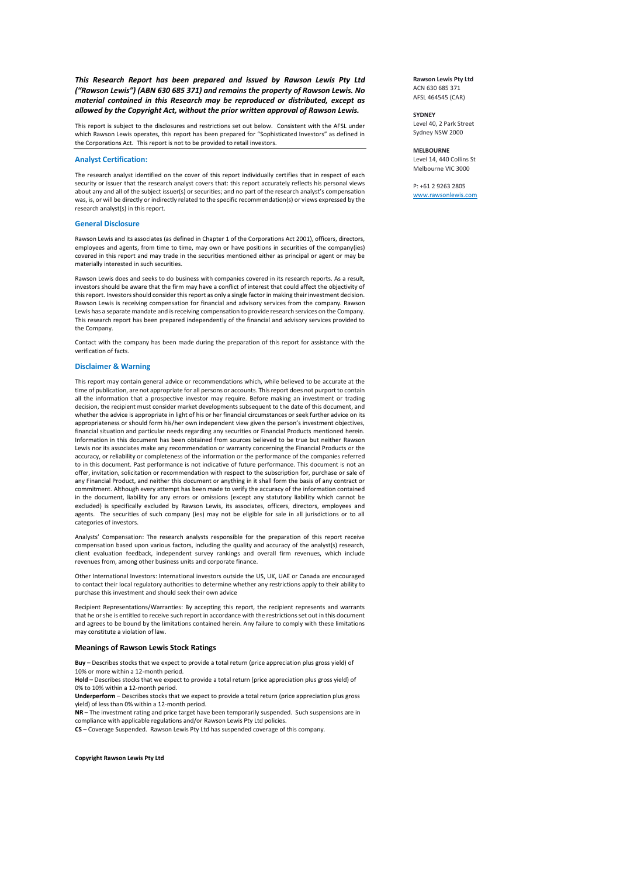***This Research Report has been prepared and issued by Rawson Lewis Pty Ltd ("Rawson Lewis") (ABN 630 685 371) and remains the property of Rawson Lewis. No material contained in this Research may be reproduced or distributed, except as allowed by the Copyright Act, without the prior written approval of Rawson Lewis.***

This report is subject to the disclosures and restrictions set out below. Consistent with the AFSL under which Rawson Lewis operates, this report has been prepared for "Sophisticated Investors" as defined in the Corporations Act. This report is not to be provided to retail investors.

## Analyst Certification:

The research analyst identified on the cover of this report individually certifies that in respect of each security or issuer that the research analyst covers that: this report accurately reflects his personal views about any and all of the subject issuer(s) or securities; and no part of the research analyst's compensation was, is, or will be directly or indirectly related to the specific recommendation(s) or views expressed by the research analyst(s) in this report.

## General Disclosure

Rawson Lewis and its associates (as defined in Chapter 1 of the Corporations Act 2001), officers, directors, employees and agents, from time to time, may own or have positions in securities of the company(ies) covered in this report and may trade in the securities mentioned either as principal or agent or may be materially interested in such securities.

Rawson Lewis does and seeks to do business with companies covered in its research reports. As a result, investors should be aware that the firm may have a conflict of interest that could affect the objectivity of this report. Investors should consider this report as only a single factor in making their investment decision. Rawson Lewis is receiving compensation for financial and advisory services from the company. Rawson Lewis has a separate mandate and is receiving compensation to provide research services on the Company. This research report has been prepared independently of the financial and advisory services provided to the Company.

Contact with the company has been made during the preparation of this report for assistance with the verification of facts.

## Disclaimer & Warning

This report may contain general advice or recommendations which, while believed to be accurate at the time of publication, are not appropriate for all persons or accounts. This report does not purport to contain all the information that a prospective investor may require. Before making an investment or trading decision, the recipient must consider market developments subsequent to the date of this document, and whether the advice is appropriate in light of his or her financial circumstances or seek further advice on its appropriateness or should form his/her own independent view given the person's investment objectives, financial situation and particular needs regarding any securities or Financial Products mentioned herein. Information in this document has been obtained from sources believed to be true but neither Rawson Lewis nor its associates make any recommendation or warranty concerning the Financial Products or the accuracy, or reliability or completeness of the information or the performance of the companies referred to in this document. Past performance is not indicative of future performance. This document is not an offer, invitation, solicitation or recommendation with respect to the subscription for, purchase or sale of any Financial Product, and neither this document or anything in it shall form the basis of any contract or commitment. Although every attempt has been made to verify the accuracy of the information contained in the document, liability for any errors or omissions (except any statutory liability which cannot be excluded) is specifically excluded by Rawson Lewis, its associates, officers, directors, employees and agents. The securities of such company (ies) may not be eligible for sale in all jurisdictions or to all categories of investors.

Analysts' Compensation: The research analysts responsible for the preparation of this report receive compensation based upon various factors, including the quality and accuracy of the analyst(s) research, client evaluation feedback, independent survey rankings and overall firm revenues, which include revenues from, among other business units and corporate finance.

Other International Investors: International investors outside the US, UK, UAE or Canada are encouraged to contact their local regulatory authorities to determine whether any restrictions apply to their ability to purchase this investment and should seek their own advice

Recipient Representations/Warranties: By accepting this report, the recipient represents and warrants that he or she is entitled to receive such report in accordance with the restrictions set out in this document and agrees to be bound by the limitations contained herein. Any failure to comply with these limitations may constitute a violation of law.

## Meanings of Rawson Lewis Stock Ratings

**Buy** – Describes stocks that we expect to provide a total return (price appreciation plus gross yield) of 10% or more within a 12-month period.

**Hold** – Describes stocks that we expect to provide a total return (price appreciation plus gross yield) of 0% to 10% within a 12-month period.

**Underperform** – Describes stocks that we expect to provide a total return (price appreciation plus gross yield) of less than 0% within a 12-month period.

**NR** – The investment rating and price target have been temporarily suspended. Such suspensions are in compliance with applicable regulations and/or Rawson Lewis Pty Ltd policies.

**CS** – Coverage Suspended. Rawson Lewis Pty Ltd has suspended coverage of this company.

**Copyright Rawson Lewis Pty Ltd**

**Rawson Lewis Pty Ltd**
ACN 630 685 371
AFSL 464545 (CAR)

**SYDNEY**
Level 40, 2 Park Street
Sydney NSW 2000

**MELBOURNE**
Level 14, 440 Collins St
Melbourne VIC 3000

P: +61 2 9263 2805
www.rawsonlewis.com